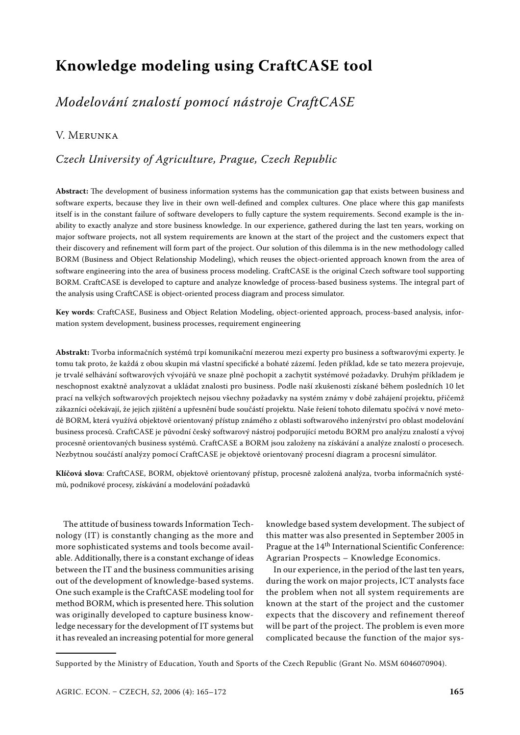# Knowledge modeling using CraftCASE tool

## *Modelování znalostí pomocí nástroje CraftCASE*

V. Merunka

*Czech University of Agriculture, Prague, Czech Republic*

**Abstract:** The development of business information systems has the communication gap that exists between business and software experts, because they live in their own well-defined and complex cultures. One place where this gap manifests itself is in the constant failure of software developers to fully capture the system requirements. Second example is the inability to exactly analyze and store business knowledge. In our experience, gathered during the last ten years, working on major software projects, not all system requirements are known at the start of the project and the customers expect that their discovery and refinement will form part of the project. Our solution of this dilemma is in the new methodology called BORM (Business and Object Relationship Modeling), which reuses the object-oriented approach known from the area of software engineering into the area of business process modeling. CraftCASE is the original Czech software tool supporting BORM. CraftCASE is developed to capture and analyze knowledge of process-based business systems. The integral part of the analysis using CraftCASE is object-oriented process diagram and process simulator.

**Key words**: CraftCASE, Business and Object Relation Modeling, object-oriented approach, process-based analysis, information system development, business processes, requirement engineering

**Abstrakt:** Tvorba informačních systémů trpí komunikační mezerou mezi experty pro business a softwarovými experty. Je tomu tak proto, že každá z obou skupin má vlastní specifické a bohaté zázemí. Jeden příklad, kde se tato mezera projevuje, je trvalé selhávání softwarových vývojářů ve snaze plně pochopit a zachytit systémové požadavky. Druhým příkladem je neschopnost exaktně analyzovat a ukládat znalosti pro business. Podle naší zkušenosti získané během posledních 10 let prací na velkých softwarových projektech nejsou všechny požadavky na systém známy v době zahájení projektu, přičemž zákazníci očekávají, že jejich zjištění a upřesnění bude součástí projektu. Naše řešení tohoto dilematu spočívá v nové metodě BORM, která využívá objektově orientovaný přístup známého z oblasti softwarového inženýrství pro oblast modelování business procesů. CraftCASE je původní český softwarový nástroj podporující metodu BORM pro analýzu znalostí a vývoj procesně orientovaných business systémů. CraftCASE a BORM jsou založeny na získávání a analýze znalostí o procesech. Nezbytnou součástí analýzy pomocí CraftCASE je objektově orientovaný procesní diagram a procesní simulátor.

**Klíčová slova**: CraftCASE, BORM, objektově orientovaný přístup, procesně založená analýza, tvorba informačních systémů, podnikové procesy, získávání a modelování požadavků

The attitude of business towards Information Technology (IT) is constantly changing as the more and more sophisticated systems and tools become available. Additionally, there is a constant exchange of ideas between the IT and the business communities arising out of the development of knowledge-based systems. One such example is the CraftCASE modeling tool for method BORM, which is presented here. This solution was originally developed to capture business knowledge necessary for the development of IT systems but it has revealed an increasing potential for more general knowledge based system development. The subject of this matter was also presented in September 2005 in Prague at the 14th International Scientific Conference: Agrarian Prospects – Knowledge Economics.

In our experience, in the period of the last ten years, during the work on major projects, ICT analysts face the problem when not all system requirements are known at the start of the project and the customer expects that the discovery and refinement thereof will be part of the project. The problem is even more complicated because the function of the major sys-

Supported by the Ministry of Education, Youth and Sports of the Czech Republic (Grant No. MSM 6046070904).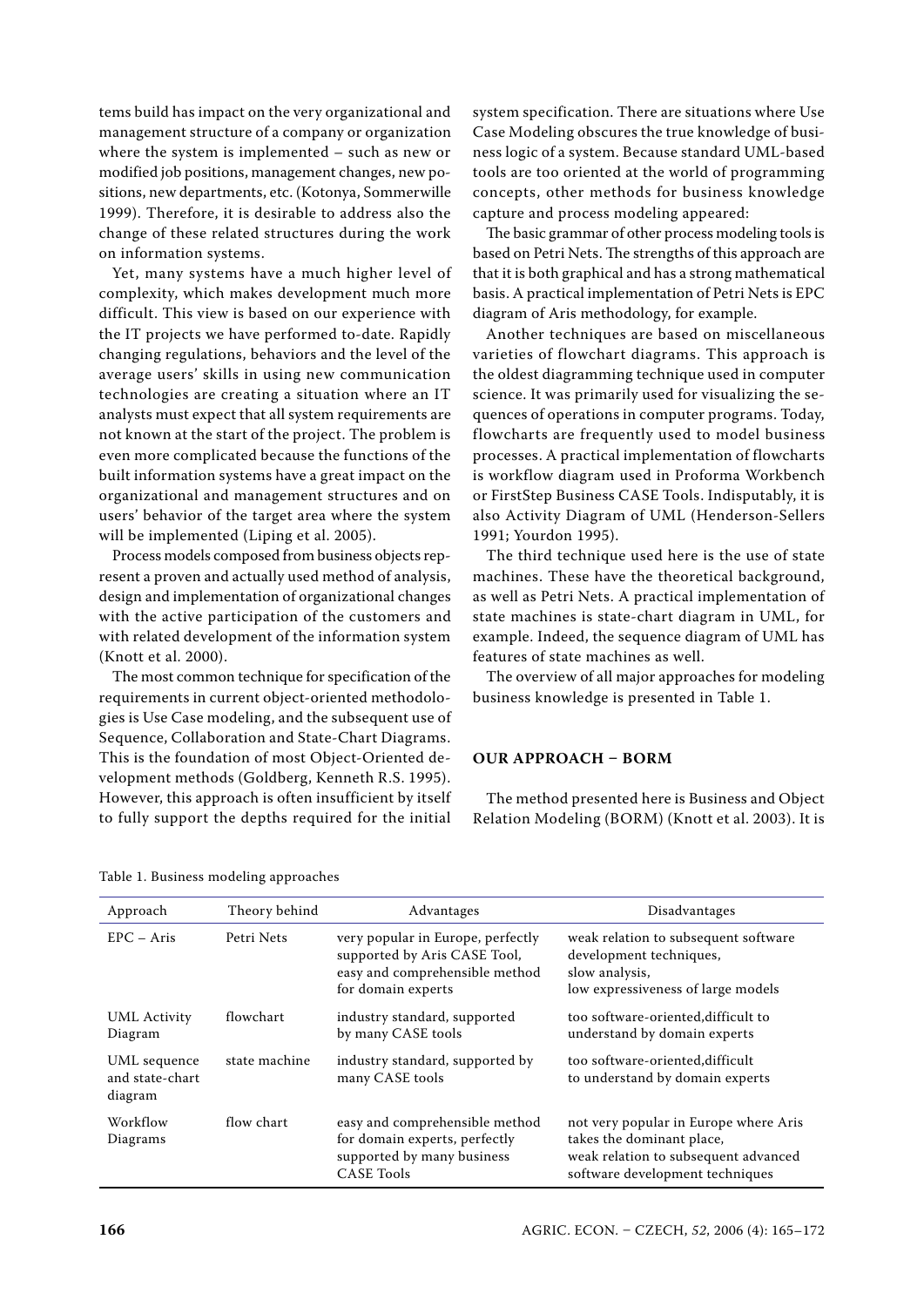tems build has impact on the very organizational and management structure of a company or organization where the system is implemented – such as new or modified job positions, management changes, new positions, new departments, etc. (Kotonya, Sommerwille 1999). Therefore, it is desirable to address also the change of these related structures during the work on information systems.

Yet, many systems have a much higher level of complexity, which makes development much more difficult. This view is based on our experience with the IT projects we have performed to-date. Rapidly changing regulations, behaviors and the level of the average users' skills in using new communication technologies are creating a situation where an IT analysts must expect that all system requirements are not known at the start of the project. The problem is even more complicated because the functions of the built information systems have a great impact on the organizational and management structures and on users' behavior of the target area where the system will be implemented (Liping et al. 2005).

Process models composed from business objects represent a proven and actually used method of analysis, design and implementation of organizational changes with the active participation of the customers and with related development of the information system (Knott et al. 2000).

The most common technique for specification of the requirements in current object-oriented methodologies is Use Case modeling, and the subsequent use of Sequence, Collaboration and State-Chart Diagrams. This is the foundation of most Object-Oriented development methods (Goldberg, Kenneth R.S. 1995). However, this approach is often insufficient by itself to fully support the depths required for the initial system specification. There are situations where Use Case Modeling obscures the true knowledge of business logic of a system. Because standard UML-based tools are too oriented at the world of programming concepts, other methods for business knowledge capture and process modeling appeared:

The basic grammar of other process modeling tools is based on Petri Nets. The strengths of this approach are that it is both graphical and has a strong mathematical basis. A practical implementation of Petri Nets is EPC diagram of Aris methodology, for example.

Another techniques are based on miscellaneous varieties of flowchart diagrams. This approach is the oldest diagramming technique used in computer science. It was primarily used for visualizing the sequences of operations in computer programs. Today, flowcharts are frequently used to model business processes. A practical implementation of flowcharts is workflow diagram used in Proforma Workbench or FirstStep Business CASE Tools. Indisputably, it is also Activity Diagram of UML (Henderson-Sellers 1991; Yourdon 1995).

The third technique used here is the use of state machines. These have the theoretical background, as well as Petri Nets. A practical implementation of state machines is state-chart diagram in UML, for example. Indeed, the sequence diagram of UML has features of state machines as well.

The overview of all major approaches for modeling business knowledge is presented in Table 1.

## OUR APPROACH – BORM

The method presented here is Business and Object Relation Modeling (BORM) (Knott et al. 2003). It is

Table 1. Business modeling approaches

| Approach | Theory behind | Advantages | Disadvantages |
|---|---|---|---|
| EPC – Aris | Petri Nets | very popular in Europe, perfectly supported by Aris CASE Tool, easy and comprehensible method for domain experts | weak relation to subsequent software development techniques, slow analysis, low expressiveness of large models |
| UML Activity Diagram | flowchart | industry standard, supported by many CASE tools | too software-oriented,difficult to understand by domain experts |
| UML sequence and state-chart diagram | state machine | industry standard, supported by many CASE tools | too software-oriented,difficult to understand by domain experts |
| Workflow Diagrams | flow chart | easy and comprehensible method for domain experts, perfectly supported by many business CASE Tools | not very popular in Europe where Aris takes the dominant place, weak relation to subsequent advanced software development techniques |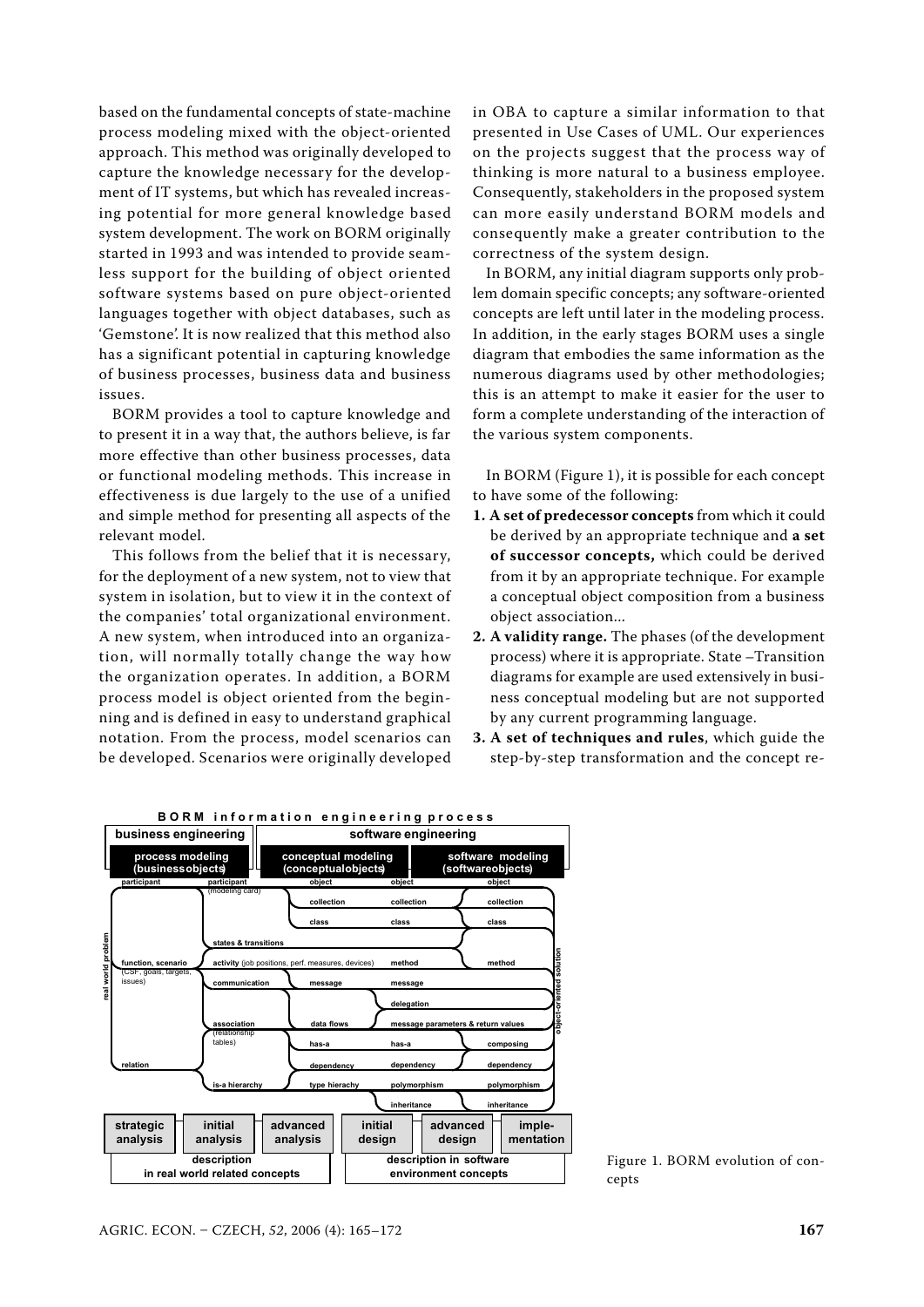based on the fundamental concepts of state-machine process modeling mixed with the object-oriented approach. This method was originally developed to capture the knowledge necessary for the development of IT systems, but which has revealed increasing potential for more general knowledge based system development. The work on BORM originally started in 1993 and was intended to provide seamless support for the building of object oriented software systems based on pure object-oriented languages together with object databases, such as 'Gemstone'. It is now realized that this method also has a significant potential in capturing knowledge of business processes, business data and business issues.

BORM provides a tool to capture knowledge and to present it in a way that, the authors believe, is far more effective than other business processes, data or functional modeling methods. This increase in effectiveness is due largely to the use of a unified and simple method for presenting all aspects of the relevant model.

This follows from the belief that it is necessary, for the deployment of a new system, not to view that system in isolation, but to view it in the context of the companies' total organizational environment. A new system, when introduced into an organization, will normally totally change the way how the organization operates. In addition, a BORM process model is object oriented from the beginning and is defined in easy to understand graphical notation. From the process, model scenarios can be developed. Scenarios were originally developed in OBA to capture a similar information to that presented in Use Cases of UML. Our experiences on the projects suggest that the process way of thinking is more natural to a business employee. Consequently, stakeholders in the proposed system can more easily understand BORM models and consequently make a greater contribution to the correctness of the system design.

In BORM, any initial diagram supports only problem domain specific concepts; any software-oriented concepts are left until later in the modeling process. In addition, in the early stages BORM uses a single diagram that embodies the same information as the numerous diagrams used by other methodologies; this is an attempt to make it easier for the user to form a complete understanding of the interaction of the various system components.

In BORM (Figure 1), it is possible for each concept to have some of the following:

1. **A set of predecessor concepts** from which it could be derived by an appropriate technique and **a set of successor concepts,** which could be derived from it by an appropriate technique. For example a conceptual object composition from a business object association...
2. **A validity range.** The phases (of the development process) where it is appropriate. State –Transition diagrams for example are used extensively in business conceptual modeling but are not supported by any current programming language.
3. **A set of techniques and rules**, which guide the step-by-step transformation and the concept re-

Figure 1. BORM evolution of concepts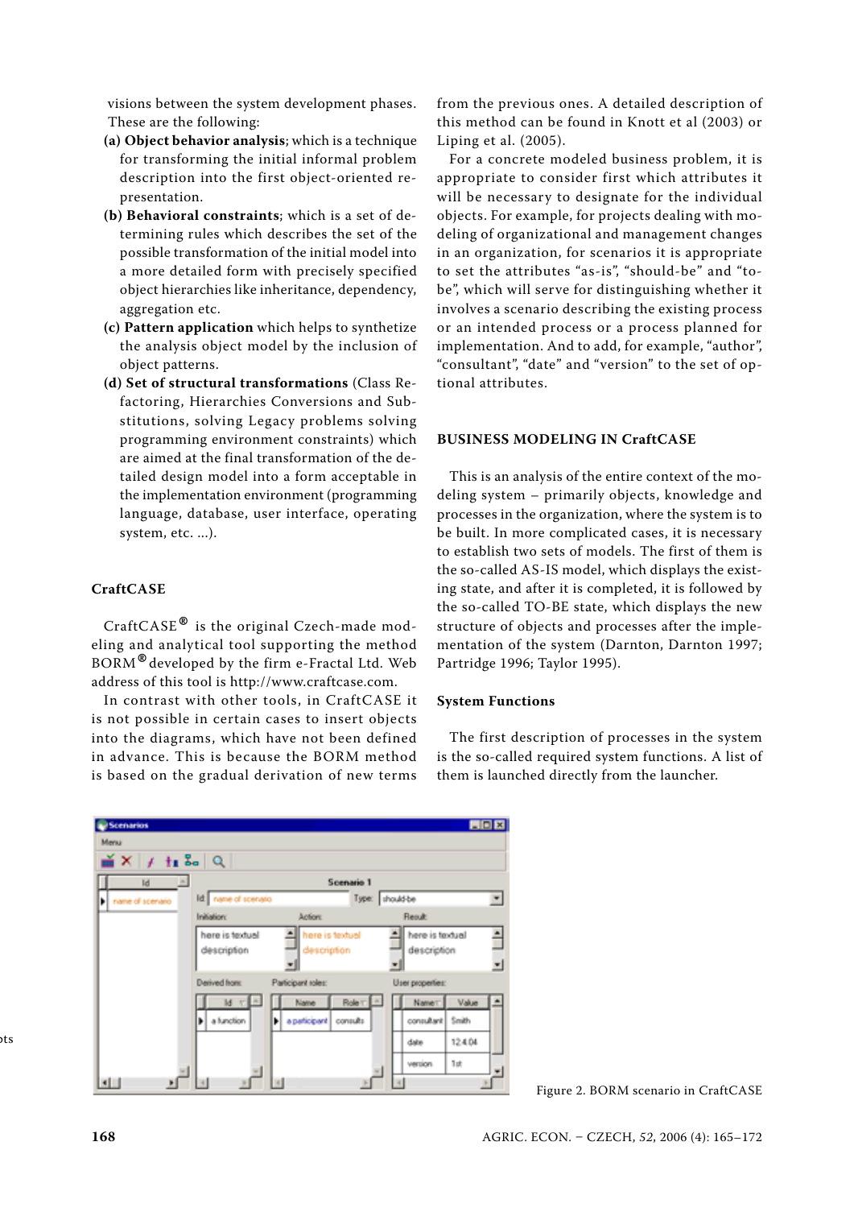visions between the system development phases. These are the following:

**(a) Object behavior analysis**; which is a technique for transforming the initial informal problem description into the first object-oriented representation.

**(b) Behavioral constraints**; which is a set of determining rules which describes the set of the possible transformation of the initial model into a more detailed form with precisely specified object hierarchies like inheritance, dependency, aggregation etc.

**(c) Pattern application** which helps to synthetize the analysis object model by the inclusion of object patterns.

**(d) Set of structural transformations** (Class Refactoring, Hierarchies Conversions and Substitutions, solving Legacy problems solving programming environment constraints) which are aimed at the final transformation of the detailed design model into a form acceptable in the implementation environment (programming language, database, user interface, operating system, etc. ...).

## CraftCASE

CraftCASE® is the original Czech-made modeling and analytical tool supporting the method BORM® developed by the firm e-Fractal Ltd. Web address of this tool is http://www.craftcase.com.

In contrast with other tools, in CraftCASE it is not possible in certain cases to insert objects into the diagrams, which have not been defined in advance. This is because the BORM method is based on the gradual derivation of new terms from the previous ones. A detailed description of this method can be found in Knott et al (2003) or Liping et al. (2005).

For a concrete modeled business problem, it is appropriate to consider first which attributes it will be necessary to designate for the individual objects. For example, for projects dealing with modeling of organizational and management changes in an organization, for scenarios it is appropriate to set the attributes "as-is", "should-be" and "to-be", which will serve for distinguishing whether it involves a scenario describing the existing process or an intended process or a process planned for implementation. And to add, for example, "author", "consultant", "date" and "version" to the set of optional attributes.

## BUSINESS MODELING IN CraftCASE

This is an analysis of the entire context of the modeling system – primarily objects, knowledge and processes in the organization, where the system is to be built. In more complicated cases, it is necessary to establish two sets of models. The first of them is the so-called AS-IS model, which displays the existing state, and after it is completed, it is followed by the so-called TO-BE state, which displays the new structure of objects and processes after the implementation of the system (Darnton, Darnton 1997; Partridge 1996; Taylor 1995).

### System Functions

The first description of processes in the system is the so-called required system functions. A list of them is launched directly from the launcher.

Figure 2. BORM scenario in CraftCASE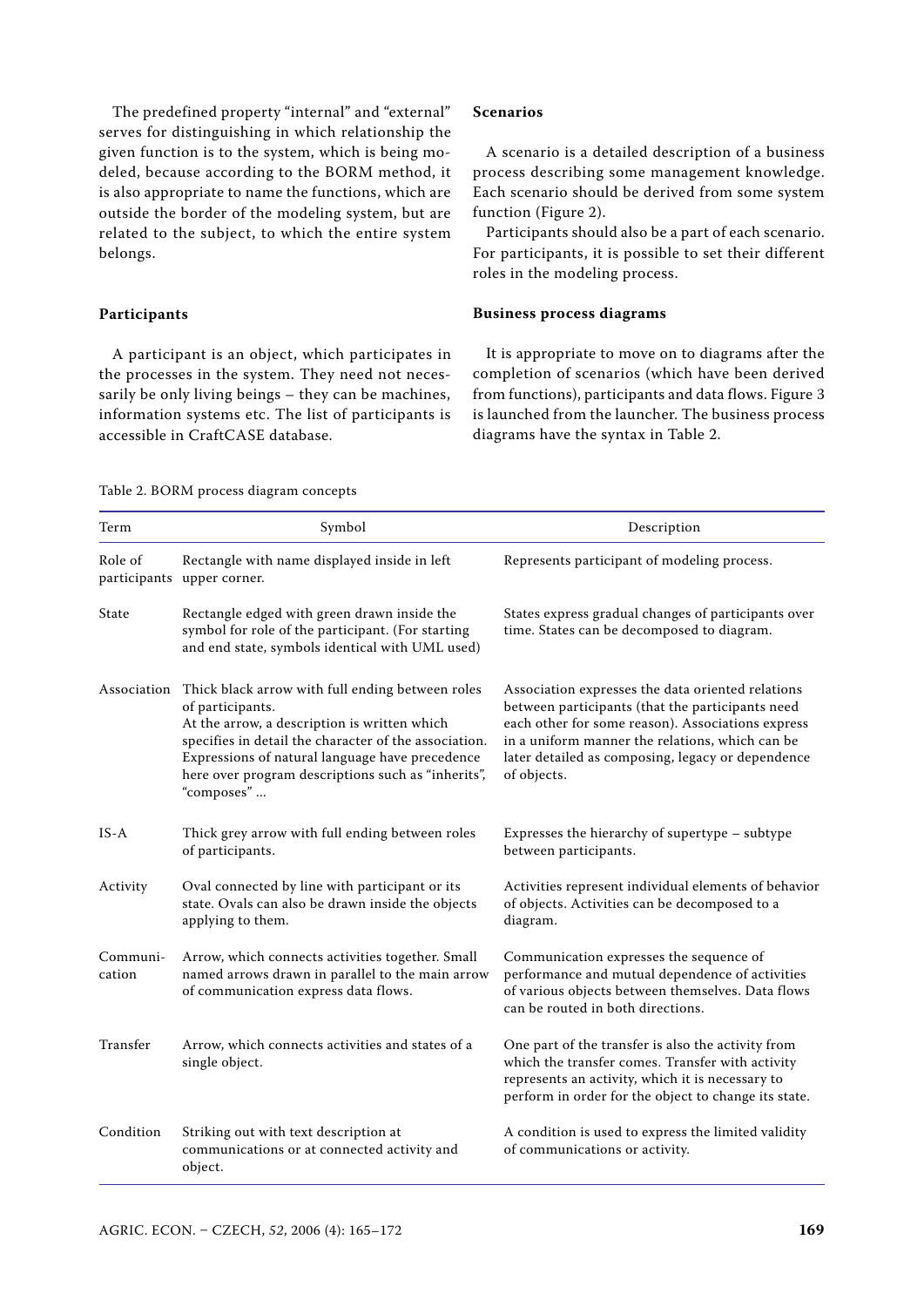The predefined property "internal" and "external" serves for distinguishing in which relationship the given function is to the system, which is being modeled, because according to the BORM method, it is also appropriate to name the functions, which are outside the border of the modeling system, but are related to the subject, to which the entire system belongs.

### Participants

A participant is an object, which participates in the processes in the system. They need not necessarily be only living beings – they can be machines, information systems etc. The list of participants is accessible in CraftCASE database.

### Scenarios

A scenario is a detailed description of a business process describing some management knowledge. Each scenario should be derived from some system function (Figure 2).

Participants should also be a part of each scenario. For participants, it is possible to set their different roles in the modeling process.

### Business process diagrams

It is appropriate to move on to diagrams after the completion of scenarios (which have been derived from functions), participants and data flows. Figure 3 is launched from the launcher. The business process diagrams have the syntax in Table 2.

Table 2. BORM process diagram concepts

| Term | Symbol | Description |
|---|---|---|
| Role of participants | Rectangle with name displayed inside in left upper corner. | Represents participant of modeling process. |
| State | Rectangle edged with green drawn inside the symbol for role of the participant. (For starting and end state, symbols identical with UML used) | States express gradual changes of participants over time. States can be decomposed to diagram. |
| Association | Thick black arrow with full ending between roles of participants. At the arrow, a description is written which specifies in detail the character of the association. Expressions of natural language have precedence here over program descriptions such as "inherits", "composes" ... | Association expresses the data oriented relations between participants (that the participants need each other for some reason). Associations express in a uniform manner the relations, which can be later detailed as composing, legacy or dependence of objects. |
| IS-A | Thick grey arrow with full ending between roles of participants. | Expresses the hierarchy of supertype – subtype between participants. |
| Activity | Oval connected by line with participant or its state. Ovals can also be drawn inside the objects applying to them. | Activities represent individual elements of behavior of objects. Activities can be decomposed to a diagram. |
| Communication | Arrow, which connects activities together. Small named arrows drawn in parallel to the main arrow of communication express data flows. | Communication expresses the sequence of performance and mutual dependence of activities of various objects between themselves. Data flows can be routed in both directions. |
| Transfer | Arrow, which connects activities and states of a single object. | One part of the transfer is also the activity from which the transfer comes. Transfer with activity represents an activity, which it is necessary to perform in order for the object to change its state. |
| Condition | Striking out with text description at communications or at connected activity and object. | A condition is used to express the limited validity of communications or activity. |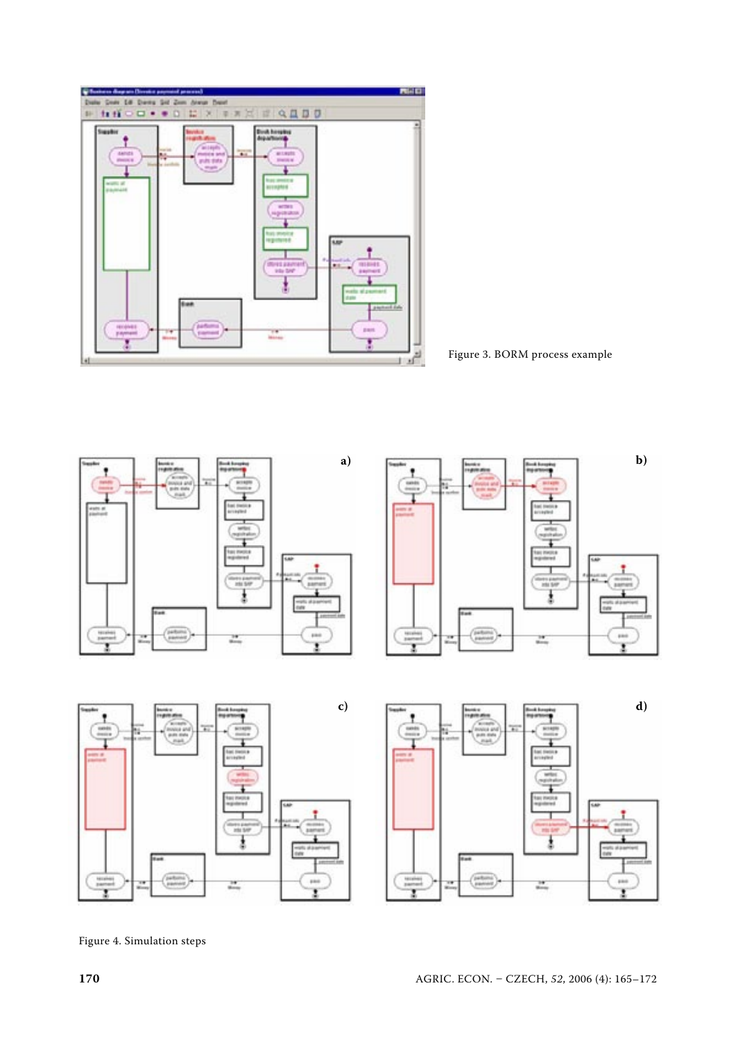Figure 3. BORM process example

Figure 4. Simulation steps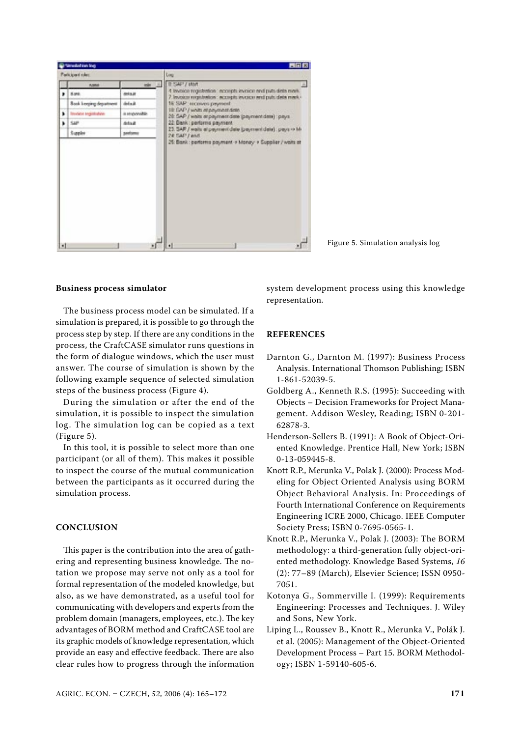Figure 5. Simulation analysis log

**Business process simulator**

The business process model can be simulated. If a simulation is prepared, it is possible to go through the process step by step. If there are any conditions in the process, the CraftCASE simulator runs questions in the form of dialogue windows, which the user must answer. The course of simulation is shown by the following example sequence of selected simulation steps of the business process (Figure 4).

During the simulation or after the end of the simulation, it is possible to inspect the simulation log. The simulation log can be copied as a text (Figure 5).

In this tool, it is possible to select more than one participant (or all of them). This makes it possible to inspect the course of the mutual communication between the participants as it occurred during the simulation process.

## CONCLUSION

This paper is the contribution into the area of gathering and representing business knowledge. The notation we propose may serve not only as a tool for formal representation of the modeled knowledge, but also, as we have demonstrated, as a useful tool for communicating with developers and experts from the problem domain (managers, employees, etc.). The key advantages of BORM method and CraftCASE tool are its graphic models of knowledge representation, which provide an easy and effective feedback. There are also clear rules how to progress through the information system development process using this knowledge representation.

## REFERENCES

Darnton G., Darnton M. (1997): Business Process Analysis. International Thomson Publishing; ISBN 1-861-52039-5.

Goldberg A., Kenneth R.S. (1995): Succeeding with Objects – Decision Frameworks for Project Management. Addison Wesley, Reading; ISBN 0-201-62878-3.

Henderson-Sellers B. (1991): A Book of Object-Oriented Knowledge. Prentice Hall, New York; ISBN 0-13-059445-8.

Knott R.P., Merunka V., Polak J. (2000): Process Modeling for Object Oriented Analysis using BORM Object Behavioral Analysis. In: Proceedings of Fourth International Conference on Requirements Engineering ICRE 2000, Chicago. IEEE Computer Society Press; ISBN 0-7695-0565-1.

Knott R.P., Merunka V., Polak J. (2003): The BORM methodology: a third-generation fully object-oriented methodology. Knowledge Based Systems, *16* (2): 77–89 (March), Elsevier Science; ISSN 0950-7051.

Kotonya G., Sommerville I. (1999): Requirements Engineering: Processes and Techniques. J. Wiley and Sons, New York.

Liping L., Roussev B., Knott R., Merunka V., Polák J. et al. (2005): Management of the Object-Oriented Development Process – Part 15. BORM Methodology; ISBN 1-59140-605-6.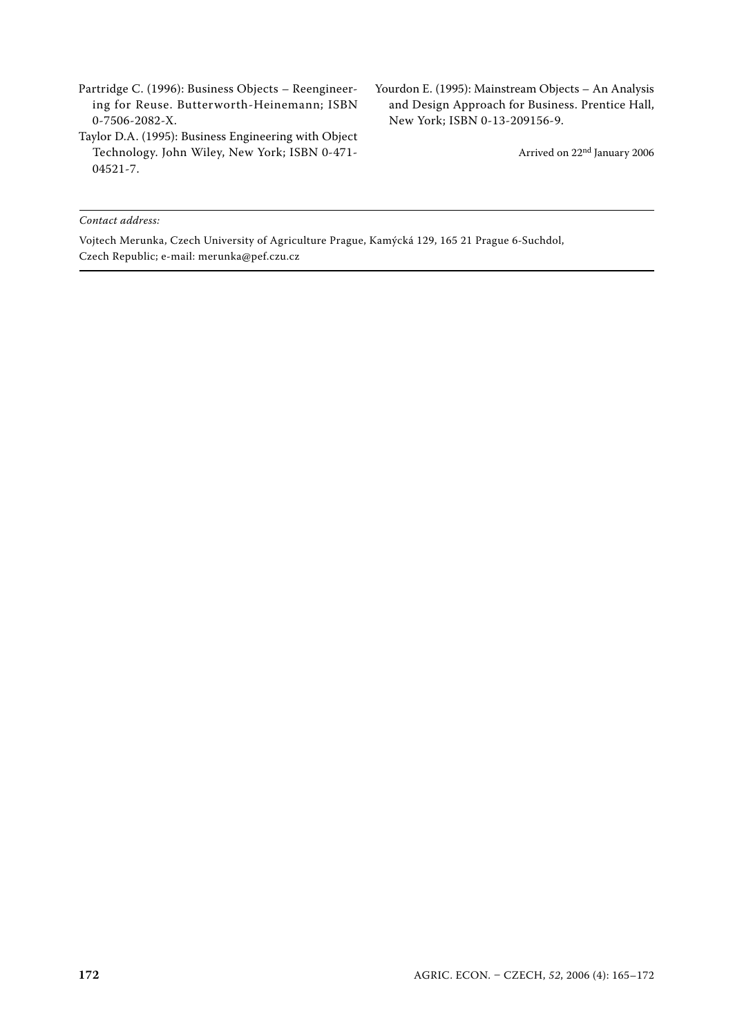Partridge C. (1996): Business Objects – Reengineering for Reuse. Butterworth-Heinemann; ISBN 0-7506-2082-X.

Taylor D.A. (1995): Business Engineering with Object Technology. John Wiley, New York; ISBN 0-471-04521-7.

Yourdon E. (1995): Mainstream Objects – An Analysis and Design Approach for Business. Prentice Hall, New York; ISBN 0-13-209156-9.

Arrived on 22nd January 2006

*Contact address:*

Vojtech Merunka, Czech University of Agriculture Prague, Kamýcká 129, 165 21 Prague 6-Suchdol, Czech Republic; e-mail: merunka@pef.czu.cz